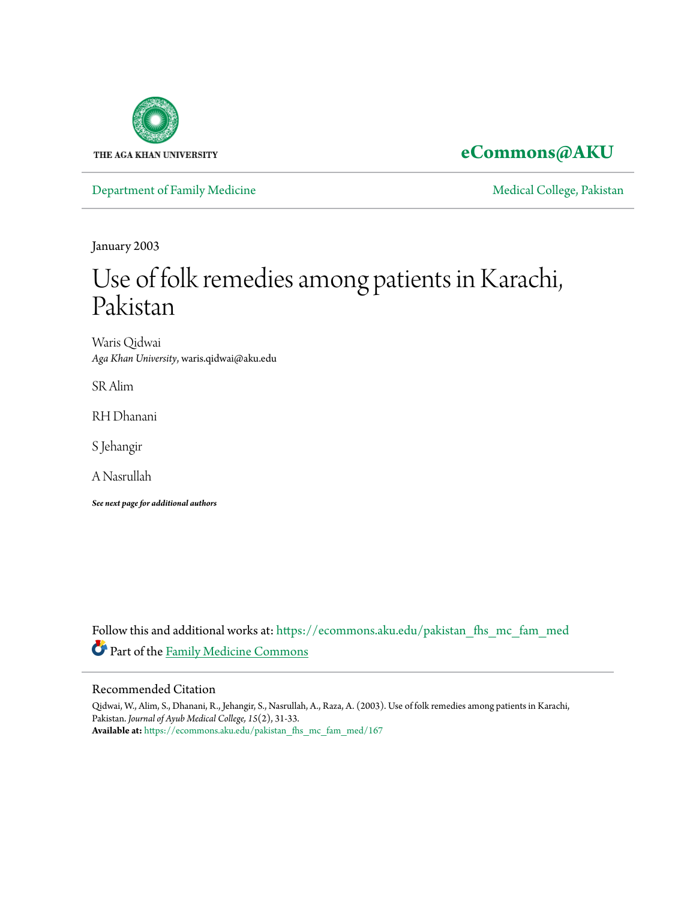THE AGA KHAN UNIVERSITY

**eCommons@AKU**

Department of Family Medicine

Medical College, Pakistan

January 2003

# Use of folk remedies among patients in Karachi, Pakistan

Waris Qidwai
*Aga Khan University*, waris.qidwai@aku.edu

SR Alim

RH Dhanani

S Jehangir

A Nasrullah

***See next page for additional authors***

Follow this and additional works at: https://ecommons.aku.edu/pakistan_fhs_mc_fam_med

Part of the Family Medicine Commons

## Recommended Citation

Qidwai, W., Alim, S., Dhanani, R., Jehangir, S., Nasrullah, A., Raza, A. (2003). Use of folk remedies among patients in Karachi, Pakistan. *Journal of Ayub Medical College, 15*(2), 31-33.
**Available at:** https://ecommons.aku.edu/pakistan_fhs_mc_fam_med/167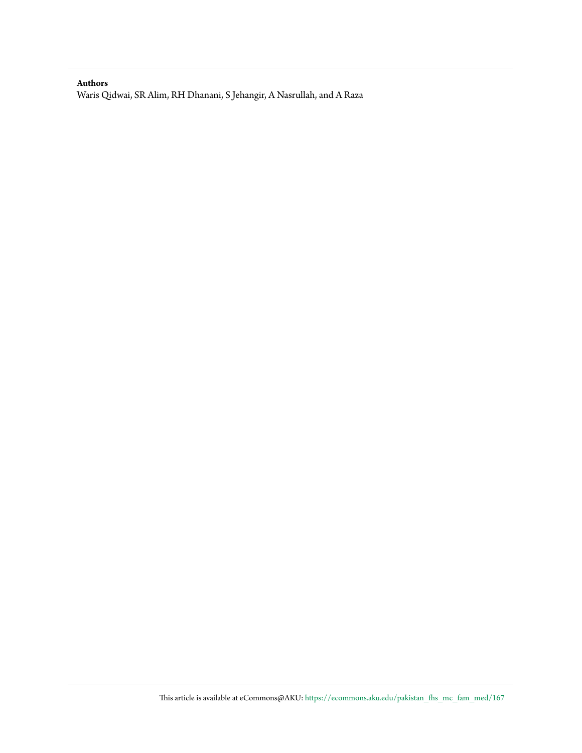**Authors**

Waris Qidwai, SR Alim, RH Dhanani, S Jehangir, A Nasrullah, and A Raza

This article is available at eCommons@AKU: https://ecommons.aku.edu/pakistan_fhs_mc_fam_med/167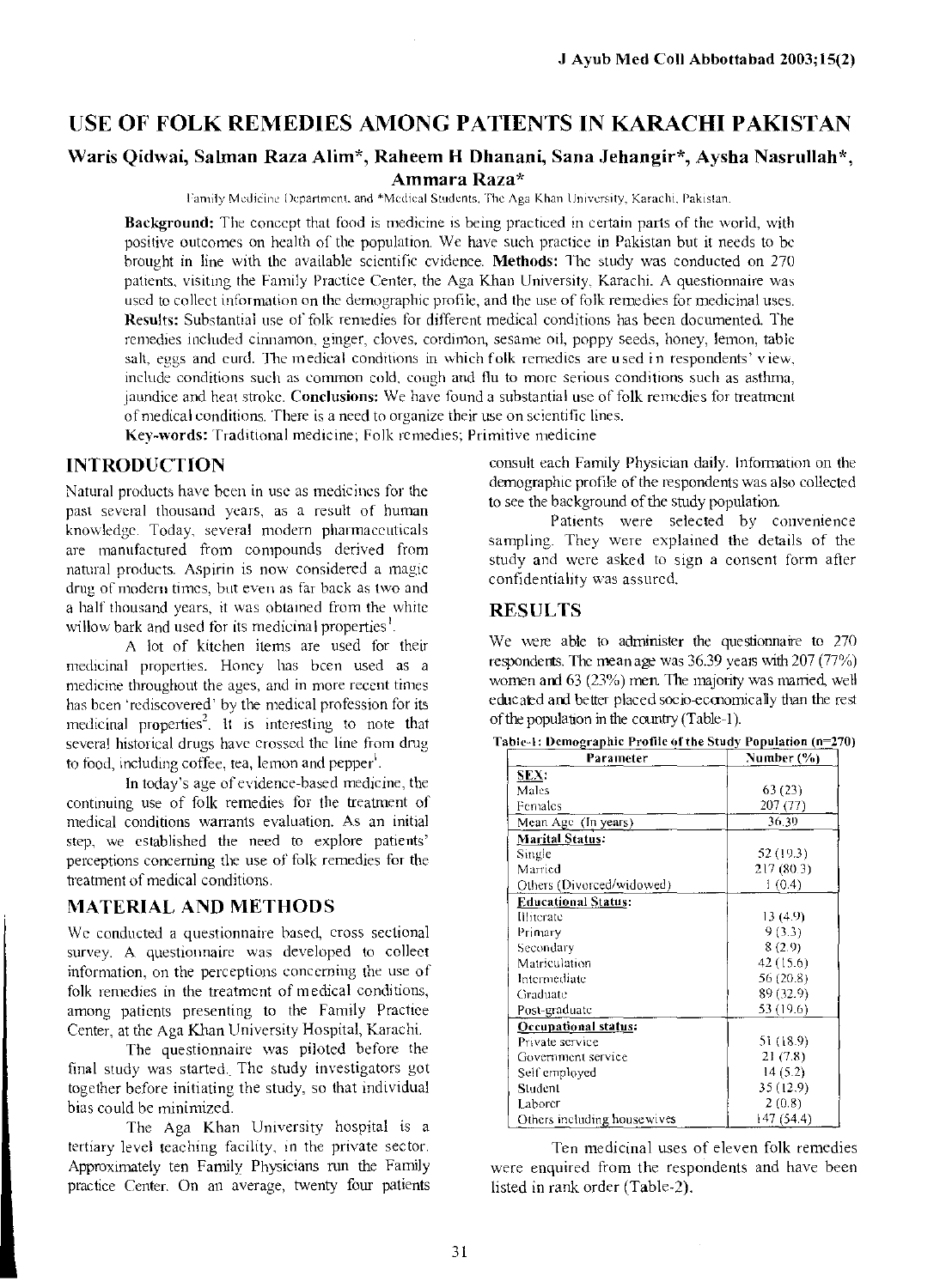# USE OF FOLK REMEDIES AMONG PATIENTS IN KARACHI PAKISTAN

**Waris Qidwai, Salman Raza Alim*, Raheem H Dhanani, Sana Jehangir*, Aysha Nasrullah*, Ammara Raza***

Family Medicine Department, and *Medical Students, The Aga Khan University, Karachi, Pakistan.

**Background:** The concept that food is medicine is being practiced in certain parts of the world, with positive outcomes on health of the population. We have such practice in Pakistan but it needs to be brought in line with the available scientific evidence. **Methods:** The study was conducted on 270 patients, visiting the Family Practice Center, the Aga Khan University, Karachi. A questionnaire was used to collect information on the demographic profile, and the use of folk remedies for medicinal uses. **Results:** Substantial use of folk remedies for different medical conditions has been documented. The remedies included cinnamon, ginger, cloves, cordimon, sesame oil, poppy seeds, honey, lemon, table salt, eggs and curd. The medical conditions in which folk remedies are used in respondents' view, include conditions such as common cold, cough and flu to more serious conditions such as asthma, jaundice and heat stroke. **Conclusions:** We have found a substantial use of folk remedies for treatment of medical conditions. There is a need to organize their use on scientific lines.

**Key-words:** Traditional medicine; Folk remedies; Primitive medicine

## INTRODUCTION

Natural products have been in use as medicines for the past several thousand years, as a result of human knowledge. Today, several modern pharmaceuticals are manufactured from compounds derived from natural products. Aspirin is now considered a magic drug of modern times, but even as far back as two and a half thousand years, it was obtained from the white willow bark and used for its medicinal properties[1].

A lot of kitchen items are used for their medicinal properties. Honey has been used as a medicine throughout the ages, and in more recent times has been 'rediscovered' by the medical profession for its medicinal properties[2]. It is interesting to note that several historical drugs have crossed the line from drug to food, including coffee, tea, lemon and pepper[1].

In today's age of evidence-based medicine, the continuing use of folk remedies for the treatment of medical conditions warrants evaluation. As an initial step, we established the need to explore patients' perceptions concerning the use of folk remedies for the treatment of medical conditions.

## MATERIAL AND METHODS

We conducted a questionnaire based, cross sectional survey. A questionnaire was developed to collect information, on the perceptions concerning the use of folk remedies in the treatment of medical conditions, among patients presenting to the Family Practice Center, at the Aga Khan University Hospital, Karachi.

The questionnaire was piloted before the final study was started. The study investigators got together before initiating the study, so that individual bias could be minimized.

The Aga Khan University hospital is a tertiary level teaching facility, in the private sector. Approximately ten Family Physicians run the Family practice Center. On an average, twenty four patients consult each Family Physician daily. Information on the demographic profile of the respondents was also collected to see the background of the study population.

Patients were selected by convenience sampling. They were explained the details of the study and were asked to sign a consent form after confidentiality was assured.

## RESULTS

We were able to administer the questionnaire to 270 respondents. The mean age was 36.39 years with 207 (77%) women and 63 (23%) men. The majority was married, well educated and better placed socio-economically than the rest of the population in the country (Table-1).

**Table-1: Demographic Profile of the Study Population (n=270)**

| Parameter | Number (%) |
|---|---|
| **SEX:** | |
| Males | 63 (23) |
| Females | 207 (77) |
| Mean Age (In years) | 36.39 |
| **Marital Status:** | |
| Single | 52 (19.3) |
| Married | 217 (80.3) |
| Others (Divorced/widowed) | 1 (0.4) |
| **Educational Status:** | |
| Illiterate | 13 (4.9) |
| Primary | 9 (3.3) |
| Secondary | 8 (2.9) |
| Matriculation | 42 (15.6) |
| Intermediate | 56 (20.8) |
| Graduate | 89 (32.9) |
| Post-graduate | 53 (19.6) |
| **Occupational status:** | |
| Private service | 51 (18.9) |
| Government service | 21 (7.8) |
| Self employed | 14 (5.2) |
| Student | 35 (12.9) |
| Laborer | 2 (0.8) |
| Others including housewives | 147 (54.4) |

Ten medicinal uses of eleven folk remedies were enquired from the respondents and have been listed in rank order (Table-2).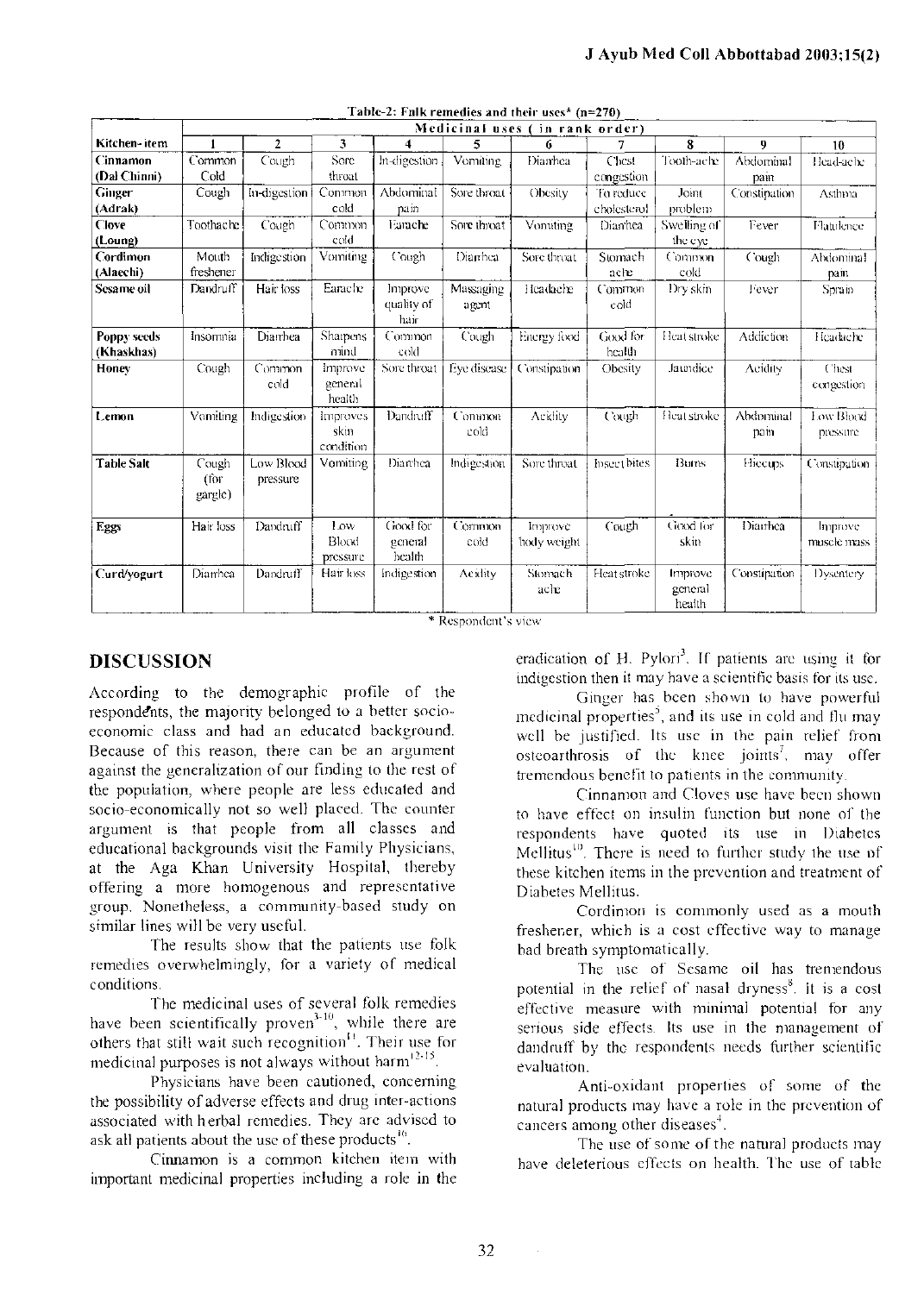Table-2: Folk remedies and their uses* (n=270)

| Kitchen-item | Medicinal uses ( in rank order) | | | | | | | | | |
|---|---|---|---|---|---|---|---|---|---|---|
| | 1 | 2 | 3 | 4 | 5 | 6 | 7 | 8 | 9 | 10 |
| Cinnamon (Dal Chinni) | Common Cold | Cough | Sore throat | In-digestion | Vomiting | Diarrhea | Chest congestion | Tooth-ache | Abdominal pain | Head-ache |
| Ginger (Adrak) | Cough | In-digestion | Common cold | Abdominal pain | Sore throat | Obesity | To reduce cholesterol | Joint problem | Constipation | Asthma |
| Clove (Loung) | Toothache | Cough | Common cold | Earache | Sore throat | Vomiting | Diarrhea | Swelling of the eye | Fever | Flatulence |
| Cordimon (Alaechi) | Mouth freshener | Indigestion | Vomiting | Cough | Diarrhea | Sore throat | Stomach ache | Common cold | Cough | Abdominal pain |
| Sesame oil | Dandruff | Hair loss | Earache | Improve quality of hair | Massaging agent | Headache | Common cold | Dry skin | Fever | Sprain |
| Poppy seeds (Khaskhas) | Insomnia | Diarrhea | Sharpens mind | Common cold | Cough | Energy food | Good for health | Heat stroke | Addiction | Headache |
| Honey | Cough | Common cold | Improve general health | Sore throat | Eye disease | Constipation | Obesity | Jaundice | Acidity | Chest congestion |
| Lemon | Vomiting | Indigestion | Improves skin condition | Dandruff | Common cold | Acidity | Cough | Heat stroke | Abdominal pain | Low Blood pressure |
| Table Salt | Cough (for gargle) | Low Blood pressure | Vomiting | Diarrhea | Indigestion | Sore throat | Insect bites | Burns | Hiccups | Constipation |
| Eggs | Hair loss | Dandruff | Low Blood pressure | Good for general health | Common cold | Improve body weight | Cough | Good for skin | Diarrhea | Improve muscle mass |
| Curd/yogurt | Diarrhea | Dandruff | Hair loss | Indigestion | Acidity | Stomach ache | Heat stroke | Improve general health | Constipation | Dysentery |

\* Respondent's view

## DISCUSSION

According to the demographic profile of the respondents, the majority belonged to a better socio-economic class and had an educated background. Because of this reason, there can be an argument against the generalization of our finding to the rest of the population, where people are less educated and socio-economically not so well placed. The counter argument is that people from all classes and educational backgrounds visit the Family Physicians, at the Aga Khan University Hospital, thereby offering a more homogenous and representative group. Nonetheless, a community-based study on similar lines will be very useful.

The results show that the patients use folk remedies overwhelmingly, for a variety of medical conditions.

The medicinal uses of several folk remedies have been scientifically proven[3-10], while there are others that still wait such recognition[11]. Their use for medicinal purposes is not always without harm[12-15].

Physicians have been cautioned, concerning the possibility of adverse effects and drug inter-actions associated with herbal remedies. They are advised to ask all patients about the use of these products[16].

Cinnamon is a common kitchen item with important medicinal properties including a role in the eradication of H. Pylori[3]. If patients are using it for indigestion then it may have a scientific basis for its use.

Ginger has been shown to have powerful medicinal properties[5], and its use in cold and flu may well be justified. Its use in the pain relief from osteoarthrosis of the knee joints[7], may offer tremendous benefit to patients in the community.

Cinnamon and Cloves use have been shown to have effect on insulin function but none of the respondents have quoted its use in Diabetes Mellitus[10]. There is need to further study the use of these kitchen items in the prevention and treatment of Diabetes Mellitus.

Cordimon is commonly used as a mouth freshener, which is a cost effective way to manage bad breath symptomatically.

The use of Sesame oil has tremendous potential in the relief of nasal dryness[8]. It is a cost effective measure with minimal potential for any serious side effects. Its use in the management of dandruff by the respondents needs further scientific evaluation.

Anti-oxidant properties of some of the natural products may have a role in the prevention of cancers among other diseases[4].

The use of some of the natural products may have deleterious effects on health. The use of table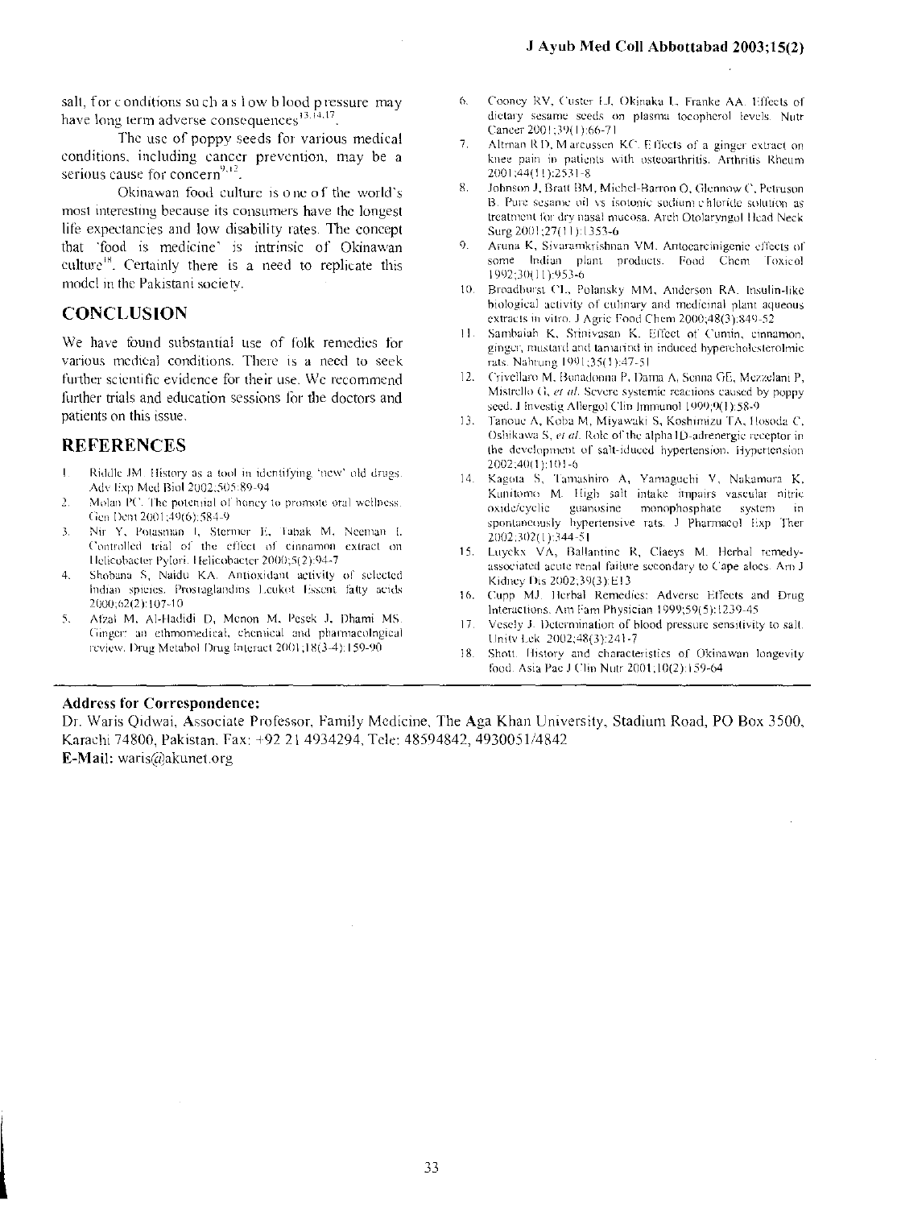salt, for conditions such as low blood pressure may have long term adverse consequences[13,14,17].

The use of poppy seeds for various medical conditions, including cancer prevention, may be a serious cause for concern[9,12].

Okinawan food culture is one of the world's most interesting because its consumers have the longest life expectancies and low disability rates. The concept that 'food is medicine' is intrinsic of Okinawan culture[18]. Certainly there is a need to replicate this model in the Pakistani society.

## CONCLUSION

We have found substantial use of folk remedies for various medical conditions. There is a need to seek further scientific evidence for their use. We recommend further trials and education sessions for the doctors and patients on this issue.

## REFERENCES

1. Riddle JM. History as a tool in identifying 'new' old drugs. Adv Exp Med Biol 2002;505:89-94
2. Molan PC. The potential of honey to promote oral wellness. Gen Dent 2001;49(6):584-9
3. Nir Y, Potasman I, Stermer E, Tabak M, Neeman I. Controlled trial of the effect of cinnamon extract on Helicobacter Pylori. Helicobacter 2000;5(2):94-7
4. Shobana S, Naidu KA. Antioxidant activity of selected indian spieces. Prostaglandins Leukot Essent fatty acids 2000;62(2):107-10
5. Afzal M, Al-Hadidi D, Menon M, Pesek J, Dhami MS. Ginger: an ethmomedical, chemical and pharmacolngical review. Drug Metabol Drug Interact 2001;18(3-4):159-90
6. Cooney RV, Custer LJ, Okinaka L, Franke AA. Effects of dietary sesame seeds on plasma tocopherol levels. Nutr Cancer 2001;39(1):66-71
7. Altman RD, Marcussen KC. Effects of a ginger extract on knee pain in patients with osteoarthritis. Arthritis Rheum 2001;44(11):2531-8
8. Johnson J, Bratt BM, Michel-Barron O, Glennow C, Petruson B. Pure sesame oil vs isotonic sodium chloride solution as treatment for dry nasal mucosa. Arch Otolaryngol Head Neck Surg 2001;27(11):1353-6
9. Aruna K, Sivaramkrishnan VM. Antocarcinigenic effects of some Indian plant products. Food Chem Toxicol 1992;30(11):953-6
10. Broadhurst CL, Polansky MM, Anderson RA. Insulin-like biological activity of culinary and medicinal plant aqueous extracts in vitro. J Agric Food Chem 2000;48(3):849-52
11. Sambaiah K, Srinivasan K. Effect of Cumin, cinnamon, ginger, mustard and tamarind in induced hypercholesterolmic rats. Nahrung 1991;35(1):47-51
12. Crivellaro M, Bonadonna P, Dama A, Senna GE, Mezzelani P, Mistrello G, *et al*. Severe systemic reactions caused by poppy seed. J Investig Allergol Clin Immunol 1999;9(1):58-9
13. Tanoue A, Koba M, Miyawaki S, Koshimizu TA, Hosoda C, Oshikawa S, *et al*. Role of the alpha 1D-adrenergic receptor in the development of salt-iduced hypertension. Hypertension 2002;40(1):101-6
14. Kagota S, Tamashiro A, Yamaguchi V, Nakamura K, Kunitomo M. High salt intake impairs vascular nitric oxide/cyclic guanosine monophosphate system in spontaneously hypertensive rats. J Pharmacol Exp Ther 2002;302(1):344-51
15. Luyckx VA, Ballantine R, Claeys M. Herbal remedy-associated acute renal failure secondary to Cape aloes. Am J Kidney Dis 2002;39(3):E13
16. Cupp MJ. Herbal Remedies: Adverse Effects and Drug Interactions. Am Fam Physician 1999;59(5):1239-45
17. Vesely J. Determination of blood pressure sensitivity to salt. Unitv Lek 2002;48(3):241-7
18. Shott. History and characteristics of Okinawan longevity food. Asia Pac J Clin Nutr 2001;10(2):159-64

---

**Address for Correspondence:**

Dr. Waris Qidwai, Associate Professor, Family Medicine, The Aga Khan University, Stadium Road, PO Box 3500, Karachi 74800, Pakistan. Fax: +92 21 4934294, Tele: 48594842, 4930051/4842

**E-Mail:** waris@akunet.org